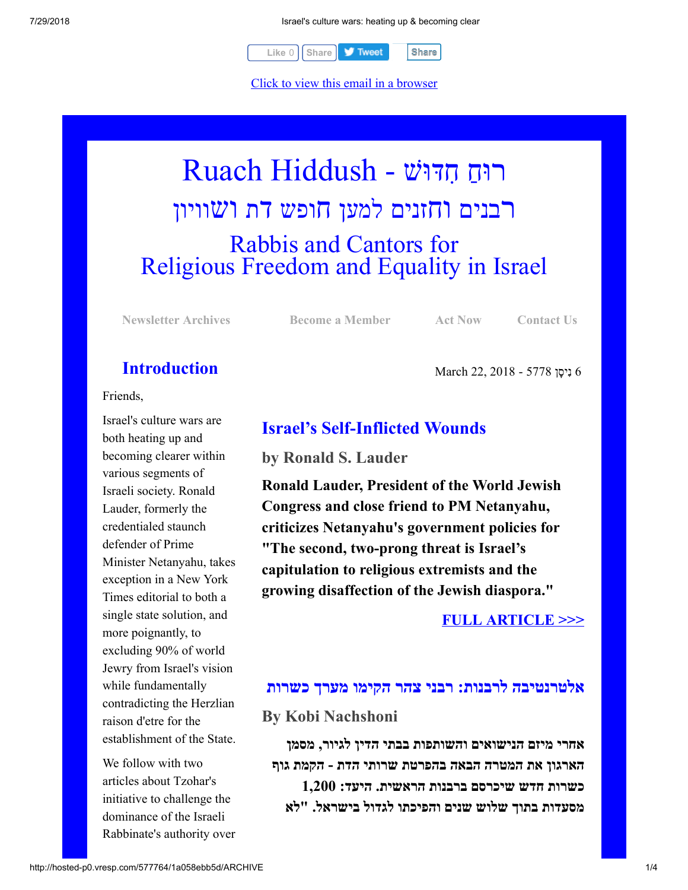Like 0 | Share | Tweet | Share

Click to view this email in a browser

# Ruach Hiddush - רוּחַ חִדּוּשׁ

## רבנים וחזנים למען חופש דת ושוויון

## Rabbis and Cantors for Religious Freedom and Equality in Israel

Newsletter Archives | Become a Member | Act Now | Contact Us

## Introduction

Friends,

Israel's culture wars are both heating up and becoming clearer within various segments of Israeli society. Ronald Lauder, formerly the credentialed staunch defender of Prime Minister Netanyahu, takes exception in a New York Times editorial to both a single state solution, and more poignantly, to excluding 90% of world Jewry from Israel's vision while fundamentally contradicting the Herzlian raison d'etre for the establishment of the State.

We follow with two articles about Tzohar's initiative to challenge the dominance of the Israeli Rabbinate's authority over

March 22, 2018 - 6 נִיסָן 5778

## Israel's Self-Inflicted Wounds

### by Ronald S. Lauder

**Ronald Lauder, President of the World Jewish Congress and close friend to PM Netanyahu, criticizes Netanyahu's government policies for "The second, two-prong threat is Israel's capitulation to religious extremists and the growing disaffection of the Jewish diaspora."**

FULL ARTICLE >>>

## אלטרנטיבה לרבנות: רבני צהר הקימו מערך כשרות

### By Kobi Nachshoni

**אחרי מיזם הנישואים והשותפות בבתי הדין לגיור, מסמן הארגון את המטרה הבאה בהפרטת שירותי הדת - הקמת גוף כשרות חדש שיכרסם ברבנות הראשית. היעד: 1,200 מסעדות בתוך שלוש שנים והפיכתו לגדול בישראל. "לא**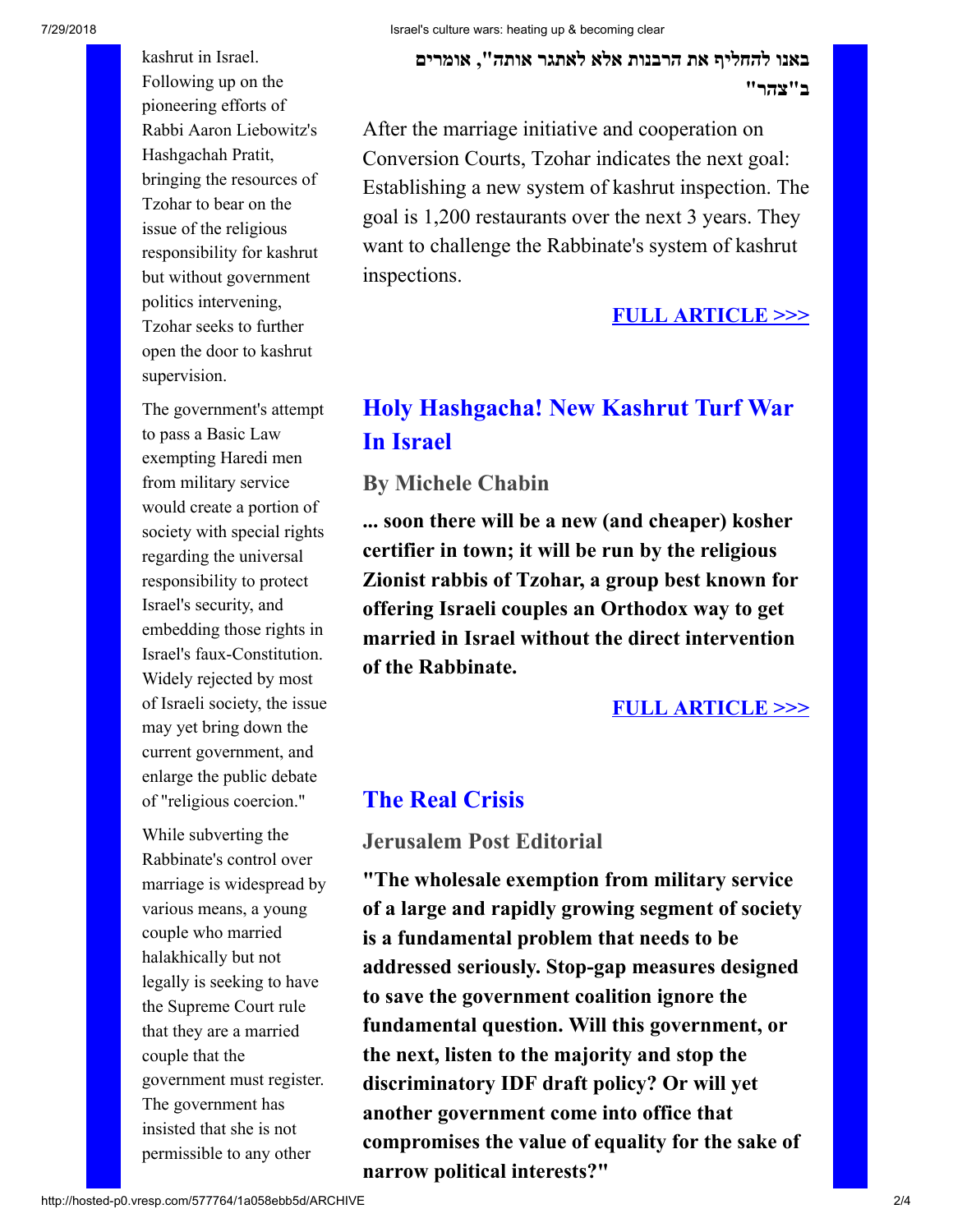kashrut in Israel. Following up on the pioneering efforts of Rabbi Aaron Liebowitz's Hashgachah Pratit, bringing the resources of Tzohar to bear on the issue of the religious responsibility for kashrut but without government politics intervening, Tzohar seeks to further open the door to kashrut supervision.

The government's attempt to pass a Basic Law exempting Haredi men from military service would create a portion of society with special rights regarding the universal responsibility to protect Israel's security, and embedding those rights in Israel's faux-Constitution. Widely rejected by most of Israeli society, the issue may yet bring down the current government, and enlarge the public debate of "religious coercion."

While subverting the Rabbinate's control over marriage is widespread by various means, a young couple who married halakhically but not legally is seeking to have the Supreme Court rule that they are a married couple that the government must register. The government has insisted that she is not permissible to any other

**באנו להחליף את הרבנות אלא לאתגר אותה", אומרים ב"צהר"**

After the marriage initiative and cooperation on Conversion Courts, Tzohar indicates the next goal: Establishing a new system of kashrut inspection. The goal is 1,200 restaurants over the next 3 years. They want to challenge the Rabbinate's system of kashrut inspections.

**FULL ARTICLE >>>**

## Holy Hashgacha! New Kashrut Turf War In Israel

### By Michele Chabin

**... soon there will be a new (and cheaper) kosher certifier in town; it will be run by the religious Zionist rabbis of Tzohar, a group best known for offering Israeli couples an Orthodox way to get married in Israel without the direct intervention of the Rabbinate.**

**FULL ARTICLE >>>**

## The Real Crisis

### Jerusalem Post Editorial

**"The wholesale exemption from military service of a large and rapidly growing segment of society is a fundamental problem that needs to be addressed seriously. Stop-gap measures designed to save the government coalition ignore the fundamental question. Will this government, or the next, listen to the majority and stop the discriminatory IDF draft policy? Or will yet another government come into office that compromises the value of equality for the sake of narrow political interests?"**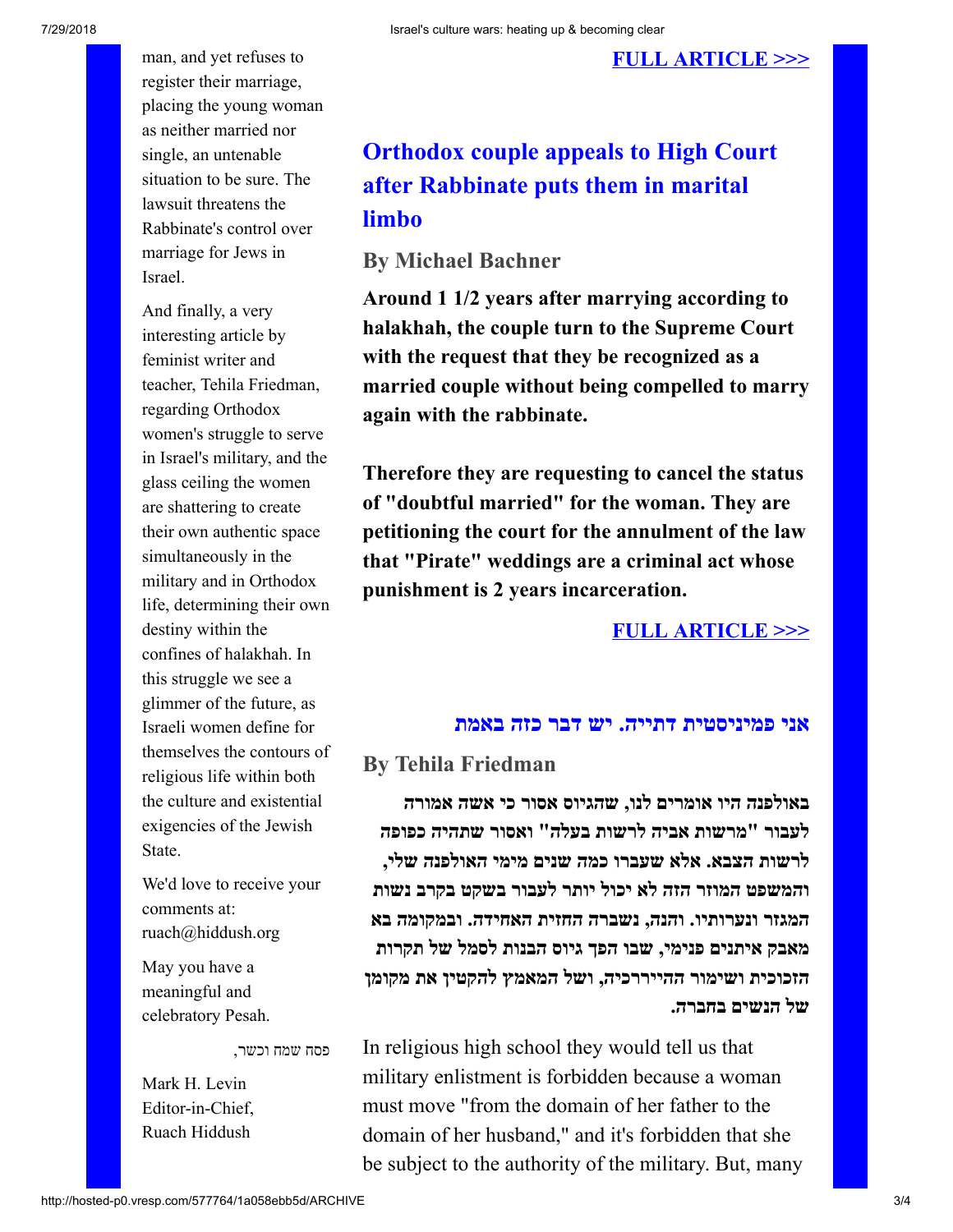man, and yet refuses to register their marriage, placing the young woman as neither married nor single, an untenable situation to be sure. The lawsuit threatens the Rabbinate's control over marriage for Jews in Israel.

And finally, a very interesting article by feminist writer and teacher, Tehila Friedman, regarding Orthodox women's struggle to serve in Israel's military, and the glass ceiling the women are shattering to create their own authentic space simultaneously in the military and in Orthodox life, determining their own destiny within the confines of halakhah. In this struggle we see a glimmer of the future, as Israeli women define for themselves the contours of religious life within both the culture and existential exigencies of the Jewish State.

We'd love to receive your comments at: ruach@hiddush.org

May you have a meaningful and celebratory Pesah.

פסח שמח וכשר,

Mark H. Levin
Editor-in-Chief,
Ruach Hiddush

**FULL ARTICLE >>>**

## Orthodox couple appeals to High Court after Rabbinate puts them in marital limbo

### By Michael Bachner

**Around 1 1/2 years after marrying according to halakhah, the couple turn to the Supreme Court with the request that they be recognized as a married couple without being compelled to marry again with the rabbinate.**

**Therefore they are requesting to cancel the status of "doubtful married" for the woman. They are petitioning the court for the annulment of the law that "Pirate" weddings are a criminal act whose punishment is 2 years incarceration.**

**FULL ARTICLE >>>**

## אני פמיניסטית דתייה. יש דבר כזה באמת

### By Tehila Friedman

**באולפנה היו אומרים לנו, שהגיוס אסור כי אשה אמורה לעבור "מרשות אביה לרשות בעלה" ואסור שתהיה כפופה לרשות הצבא. אלא שעברו כמה שנים מימי האולפנה שלי, והמשפט המוזר הזה לא יכול יותר לעבור בשקט בקרב נשות המגזר ונערותיו. והנה, נשברה החזית האחידה. ובמקומה בא מאבק איתנים פנימי, שבו הפך גיוס הבנות לסמל של תקרות הזכוכית ושימור ההיירככיה, ושל המאמץ להקטין את מקומן של הנשים בחברה.**

In religious high school they would tell us that military enlistment is forbidden because a woman must move "from the domain of her father to the domain of her husband," and it's forbidden that she be subject to the authority of the military. But, many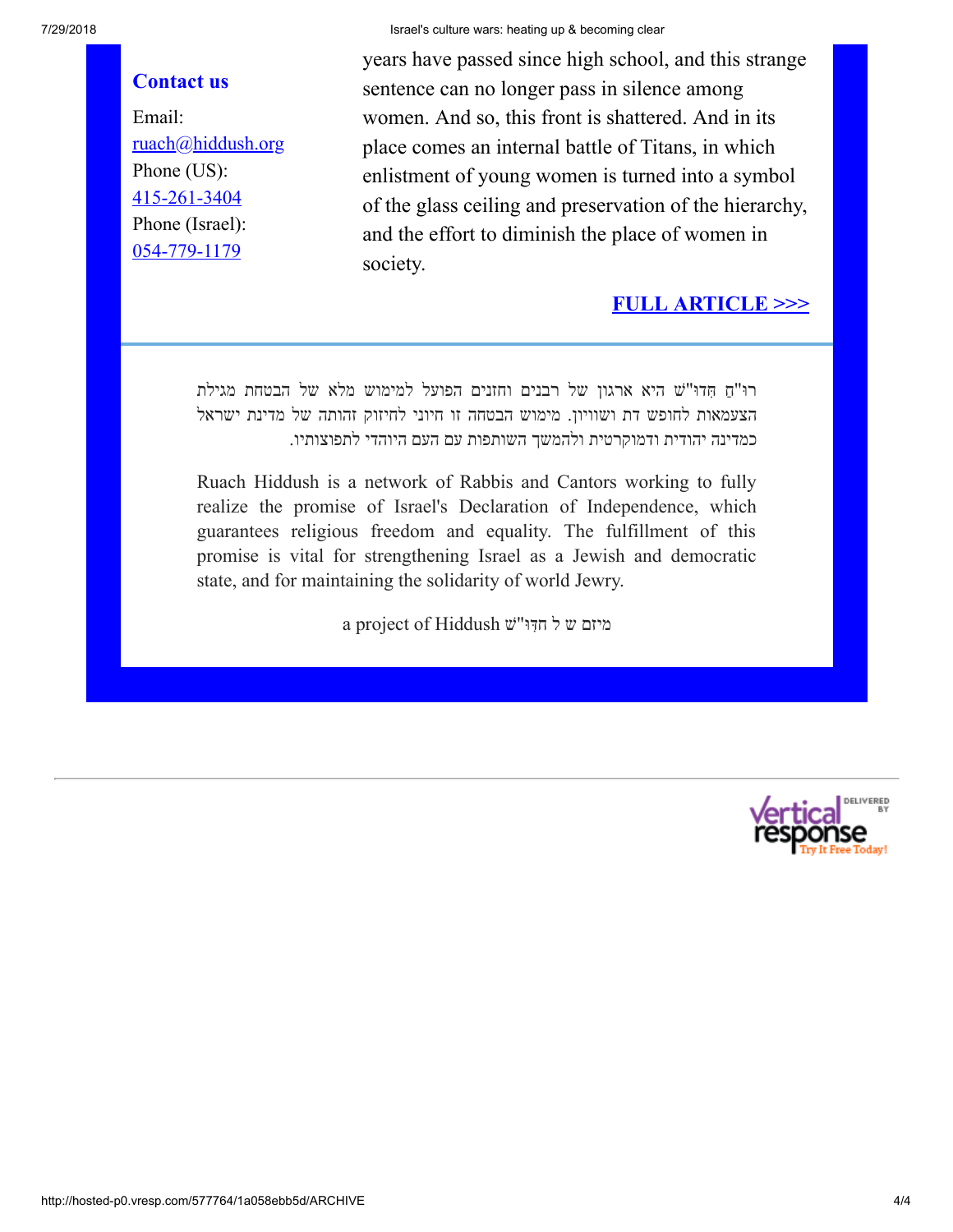## Contact us

Email:
ruach@hiddush.org
Phone (US):
415-261-3404
Phone (Israel):
054-779-1179

years have passed since high school, and this strange sentence can no longer pass in silence among women. And so, this front is shattered. And in its place comes an internal battle of Titans, in which enlistment of young women is turned into a symbol of the glass ceiling and preservation of the hierarchy, and the effort to diminish the place of women in society.

**FULL ARTICLE >>>**

רוּ"חַ חִדּוּ"שׁ היא ארגון של רבנים וחזנים הפועל למימוש מלא של הבטחת מגילת העצמאות לחופש דת ושוויון. מימוש הבטחה זו חיוני לחיזוק זהותה של מדינת ישראל כמדינה יהודית ודמוקרטית ולהמשך השותפות עם העם היהודי לתפוצותיו.

Ruach Hiddush is a network of Rabbis and Cantors working to fully realize the promise of Israel's Declaration of Independence, which guarantees religious freedom and equality. The fulfillment of this promise is vital for strengthening Israel as a Jewish and democratic state, and for maintaining the solidarity of world Jewry.

a project of Hiddush מיזם של חִדּוּ"שׁ

Vertical response DELIVERED BY Try It Free Today!